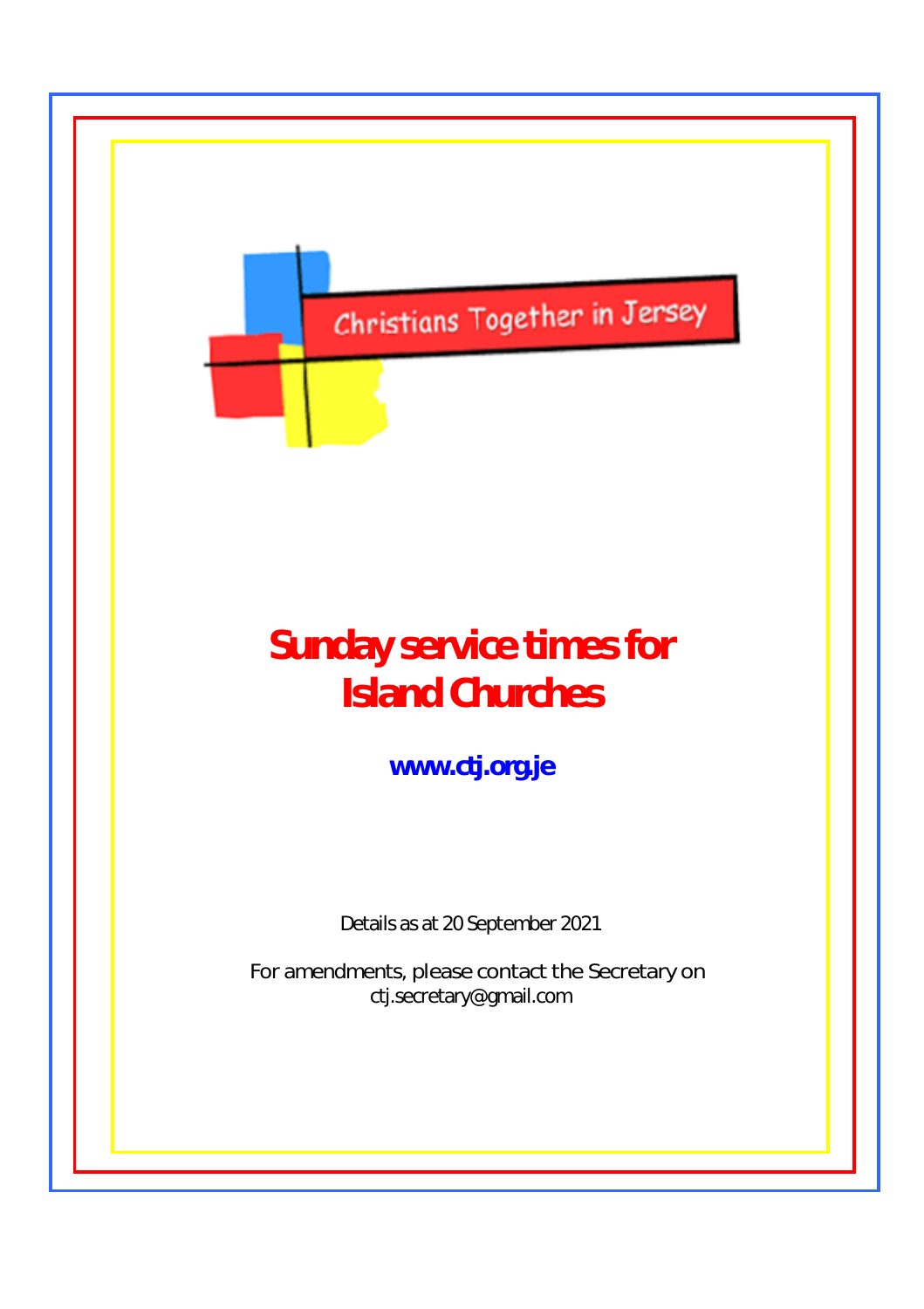Christians Together in Jersey

# Sunday service times for Island Churches

**www.ctj.org.je**

Details as at 20 September 2021

For amendments, please contact the Secretary on ctj.secretary@gmail.com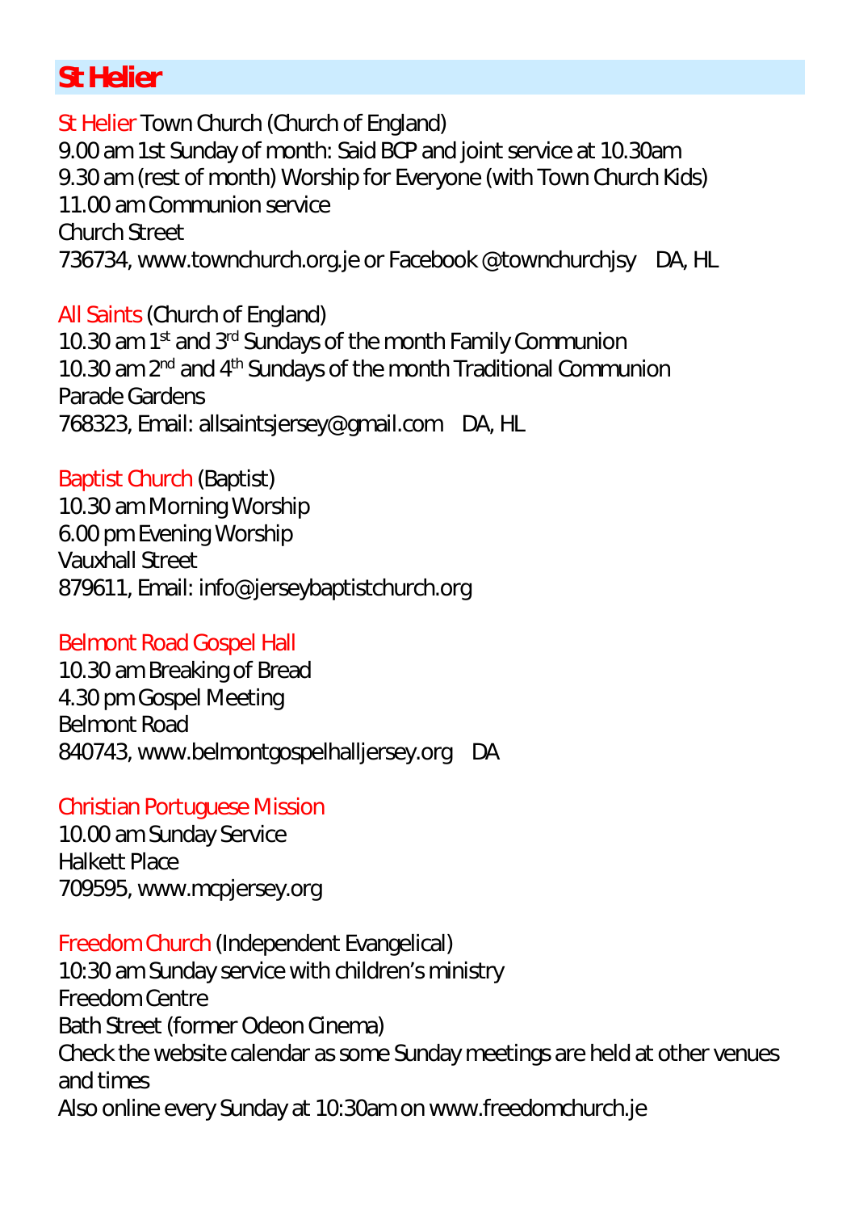## St Helier

St Helier Town Church (Church of England)
9.00 am 1st Sunday of month: Said BCP and joint service at 10.30am
9.30 am (rest of month) Worship for Everyone (with Town Church Kids)
11.00 am Communion service
Church Street
736734, www.townchurch.org.je or Facebook @townchurchjsy DA, HL

All Saints (Church of England)
10.30 am 1st and 3rd Sundays of the month Family Communion
10.30 am 2nd and 4th Sundays of the month Traditional Communion
Parade Gardens
768323, Email: allsaintsjersey@gmail.com DA, HL

Baptist Church (Baptist)
10.30 am Morning Worship
6.00 pm Evening Worship
Vauxhall Street
879611, Email: info@jerseybaptistchurch.org

Belmont Road Gospel Hall
10.30 am Breaking of Bread
4.30 pm Gospel Meeting
Belmont Road
840743, www.belmontgospelhalljersey.org DA

Christian Portuguese Mission
10.00 am Sunday Service
Halkett Place
709595, www.mcpjersey.org

Freedom Church (Independent Evangelical)
10:30 am Sunday service with children's ministry
Freedom Centre
Bath Street (former Odeon Cinema)
Check the website calendar as some Sunday meetings are held at other venues and times
Also online every Sunday at 10:30am on www.freedomchurch.je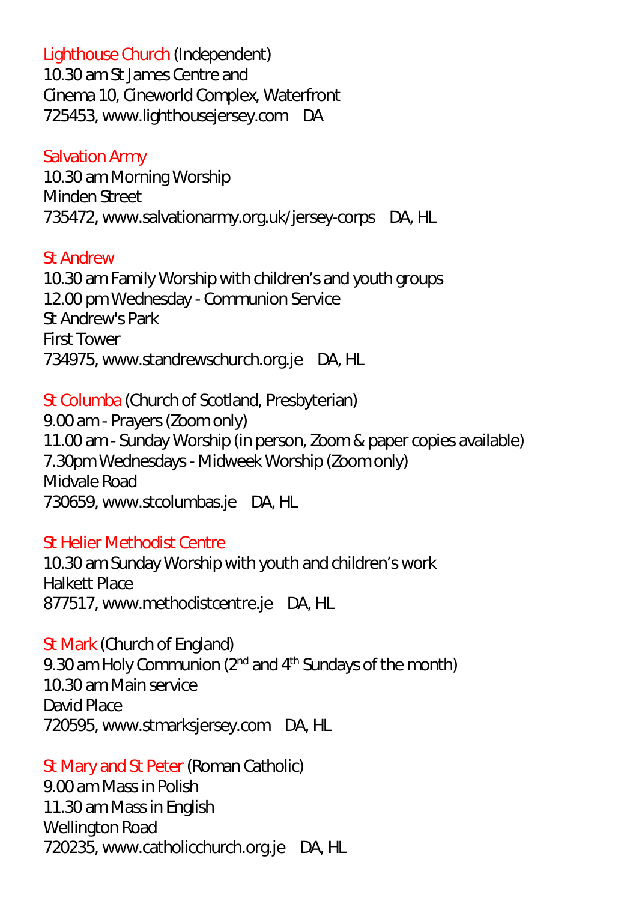Lighthouse Church (Independent)
10.30 am St James Centre and
Cinema 10, Cineworld Complex, Waterfront
725453, www.lighthousejersey.com DA

Salvation Army
10.30 am Morning Worship
Minden Street
735472, www.salvationarmy.org.uk/jersey-corps DA, HL

St Andrew
10.30 am Family Worship with children's and youth groups
12.00 pm Wednesday - Communion Service
St Andrew's Park
First Tower
734975, www.standrewschurch.org.je DA, HL

St Columba (Church of Scotland, Presbyterian)
9.00 am - Prayers (Zoom only)
11.00 am - Sunday Worship (in person, Zoom & paper copies available)
7.30pm Wednesdays - Midweek Worship (Zoom only)
Midvale Road
730659, www.stcolumbas.je DA, HL

St Helier Methodist Centre
10.30 am Sunday Worship with youth and children's work
Halkett Place
877517, www.methodistcentre.je DA, HL

St Mark (Church of England)
9.30 am Holy Communion (2nd and 4th Sundays of the month)
10.30 am Main service
David Place
720595, www.stmarksjersey.com DA, HL

St Mary and St Peter (Roman Catholic)
9.00 am Mass in Polish
11.30 am Mass in English
Wellington Road
720235, www.catholicchurch.org.je DA, HL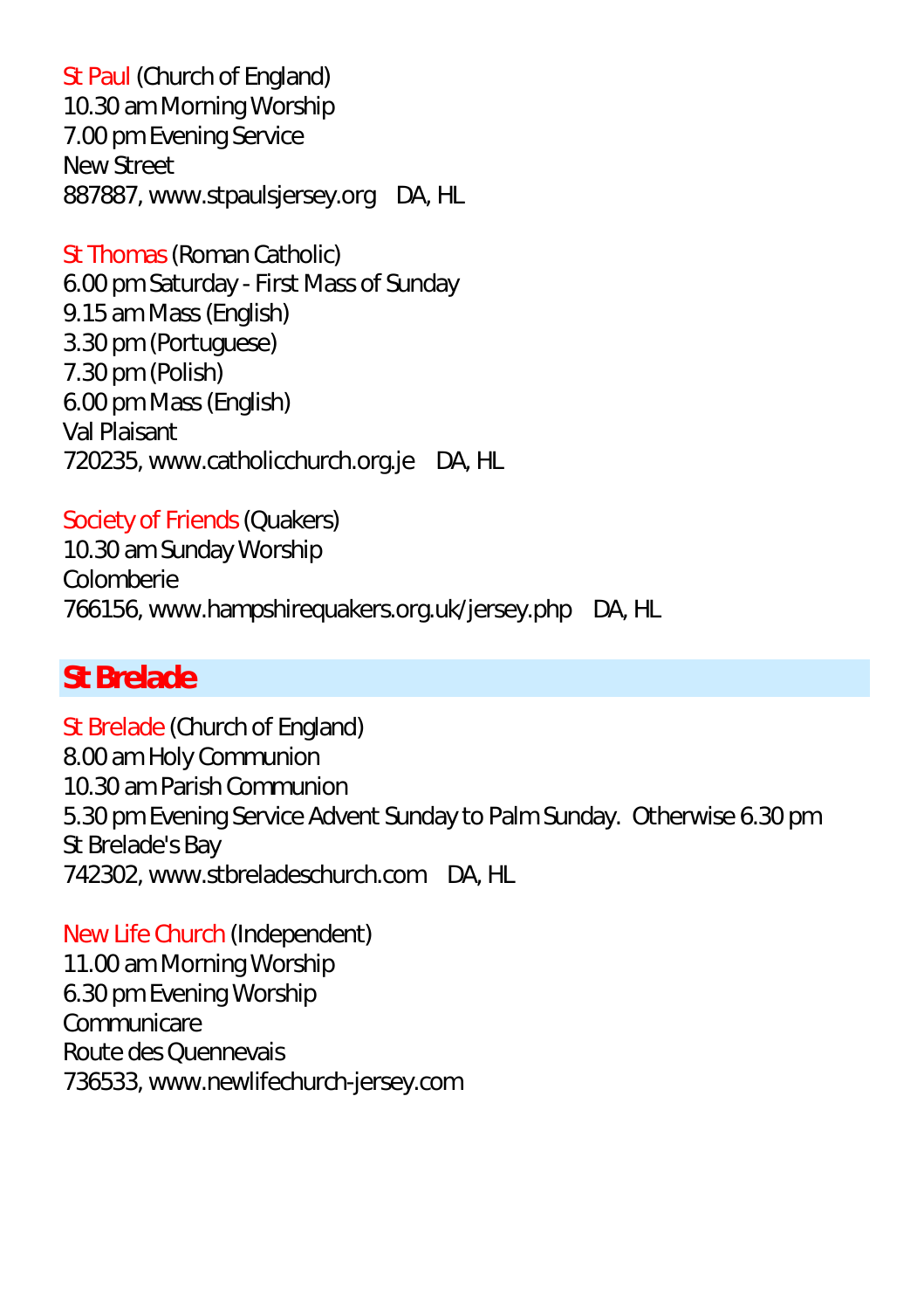St Paul (Church of England)
10.30 am Morning Worship
7.00 pm Evening Service
New Street
887887, www.stpaulsjersey.org DA, HL

St Thomas (Roman Catholic)
6.00 pm Saturday - First Mass of Sunday
9.15 am Mass (English)
3.30 pm (Portuguese)
7.30 pm (Polish)
6.00 pm Mass (English)
Val Plaisant
720235, www.catholicchurch.org.je DA, HL

Society of Friends (Quakers)
10.30 am Sunday Worship
Colomberie
766156, www.hampshirequakers.org.uk/jersey.php DA, HL

## St Brelade

St Brelade (Church of England)
8.00 am Holy Communion
10.30 am Parish Communion
5.30 pm Evening Service Advent Sunday to Palm Sunday. Otherwise 6.30 pm
St Brelade's Bay
742302, www.stbreladeschurch.com DA, HL

New Life Church (Independent)
11.00 am Morning Worship
6.30 pm Evening Worship
Communicare
Route des Quennevais
736533, www.newlifechurch-jersey.com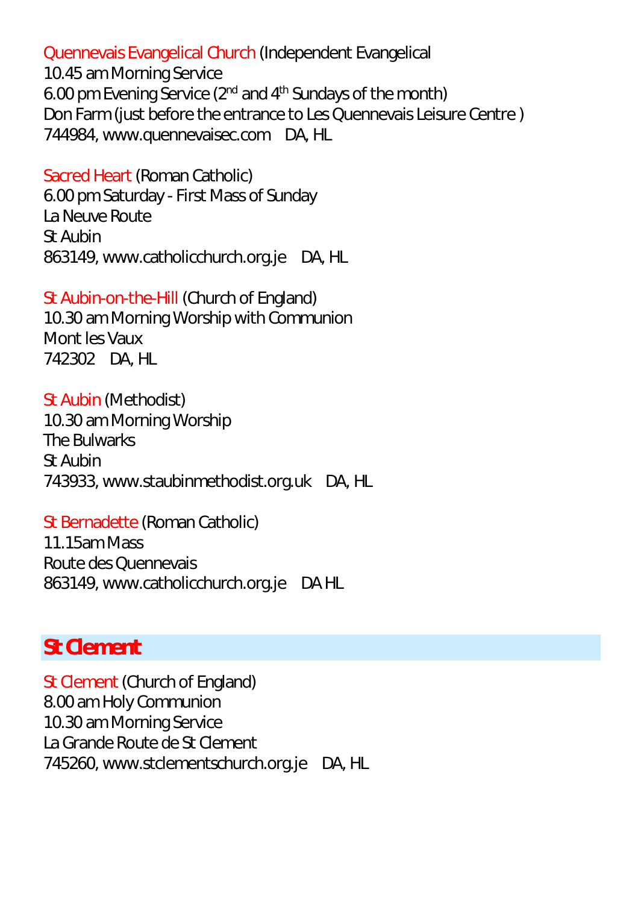Quennevais Evangelical Church (Independent Evangelical
10.45 am Morning Service
6.00 pm Evening Service (2nd and 4th Sundays of the month)
Don Farm (just before the entrance to Les Quennevais Leisure Centre )
744984, www.quennevaisec.com DA, HL

Sacred Heart (Roman Catholic)
6.00 pm Saturday - First Mass of Sunday
La Neuve Route
St Aubin
863149, www.catholicchurch.org.je DA, HL

St Aubin-on-the-Hill (Church of England)
10.30 am Morning Worship with Communion
Mont les Vaux
742302 DA, HL

St Aubin (Methodist)
10.30 am Morning Worship
The Bulwarks
St Aubin
743933, www.staubinmethodist.org.uk DA, HL

St Bernadette (Roman Catholic)
11.15am Mass
Route des Quennevais
863149, www.catholicchurch.org.je DA HL

## St Clement

St Clement (Church of England)
8.00 am Holy Communion
10.30 am Morning Service
La Grande Route de St Clement
745260, www.stclementschurch.org.je DA, HL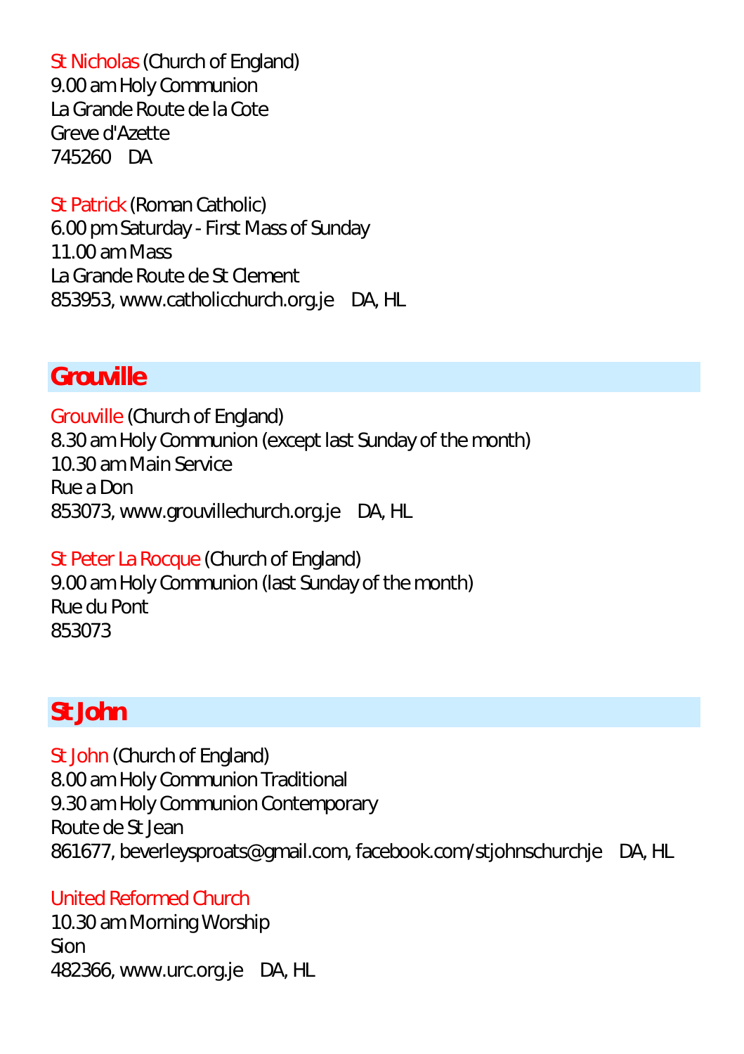St Nicholas (Church of England)
9.00 am Holy Communion
La Grande Route de la Cote
Greve d'Azette
745260    DA

St Patrick (Roman Catholic)
6.00 pm Saturday - First Mass of Sunday
11.00 am Mass
La Grande Route de St Clement
853953, www.catholicchurch.org.je    DA, HL

## Grouville

Grouville (Church of England)
8.30 am Holy Communion (except last Sunday of the month)
10.30 am Main Service
Rue a Don
853073, www.grouvillechurch.org.je    DA, HL

St Peter La Rocque (Church of England)
9.00 am Holy Communion (last Sunday of the month)
Rue du Pont
853073

## St John

St John (Church of England)
8.00 am Holy Communion Traditional
9.30 am Holy Communion Contemporary
Route de St Jean
861677, beverleysproats@gmail.com, facebook.com/stjohnschurchje    DA, HL

United Reformed Church
10.30 am Morning Worship
Sion
482366, www.urc.org.je    DA, HL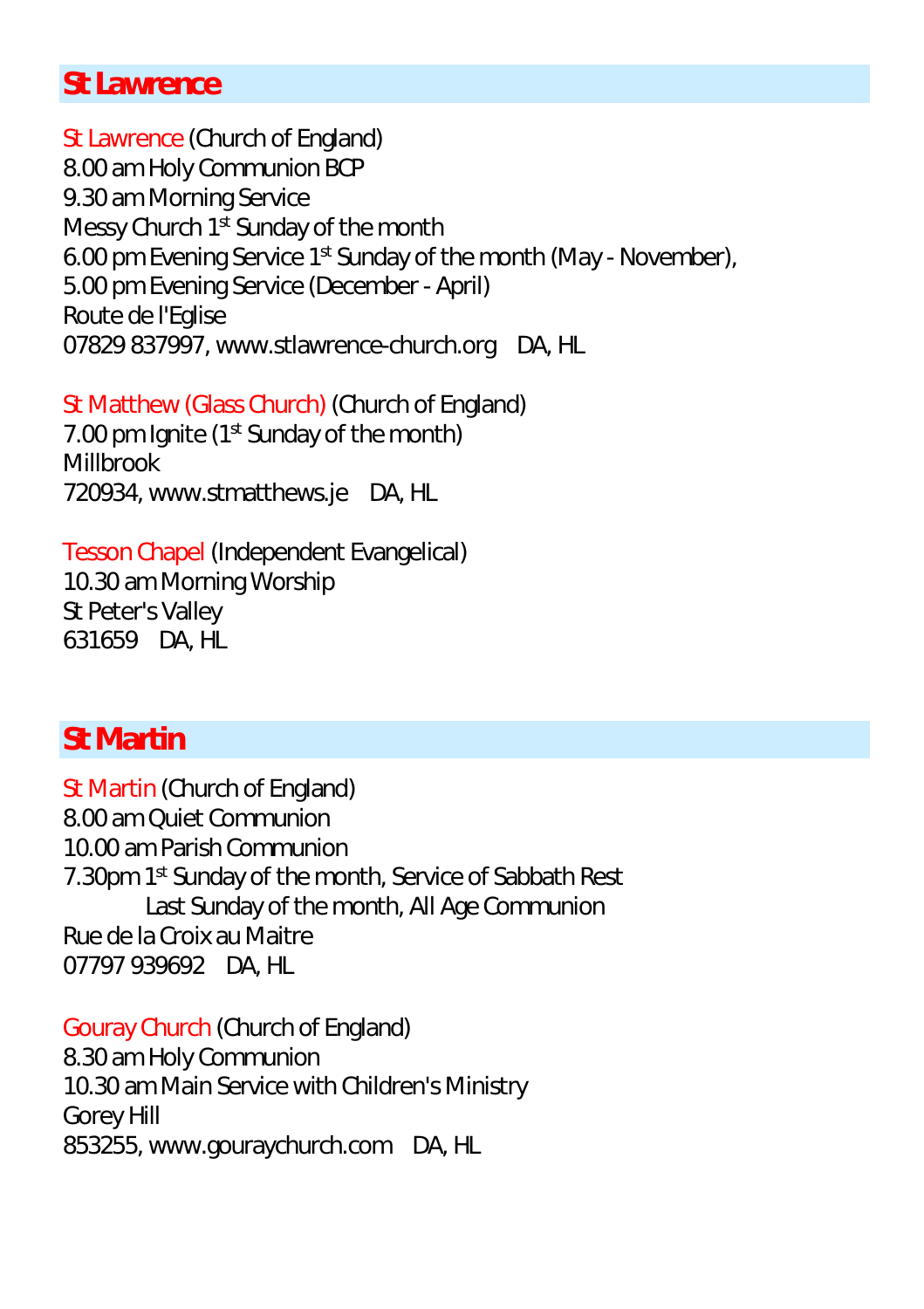## St Lawrence

St Lawrence (Church of England)
8.00 am Holy Communion BCP
9.30 am Morning Service
Messy Church 1st Sunday of the month
6.00 pm Evening Service 1st Sunday of the month (May - November),
5.00 pm Evening Service (December - April)
Route de l'Eglise
07829 837997, www.stlawrence-church.org   DA, HL

St Matthew (Glass Church) (Church of England)
7.00 pm Ignite (1st Sunday of the month)
Millbrook
720934, www.stmatthews.je   DA, HL

Tesson Chapel (Independent Evangelical)
10.30 am Morning Worship
St Peter's Valley
631659   DA, HL

## St Martin

St Martin (Church of England)
8.00 am Quiet Communion
10.00 am Parish Communion
7.30pm 1st Sunday of the month, Service of Sabbath Rest
Last Sunday of the month, All Age Communion
Rue de la Croix au Maitre
07797 939692   DA, HL

Gouray Church (Church of England)
8.30 am Holy Communion
10.30 am Main Service with Children's Ministry
Gorey Hill
853255, www.gouraychurch.com   DA, HL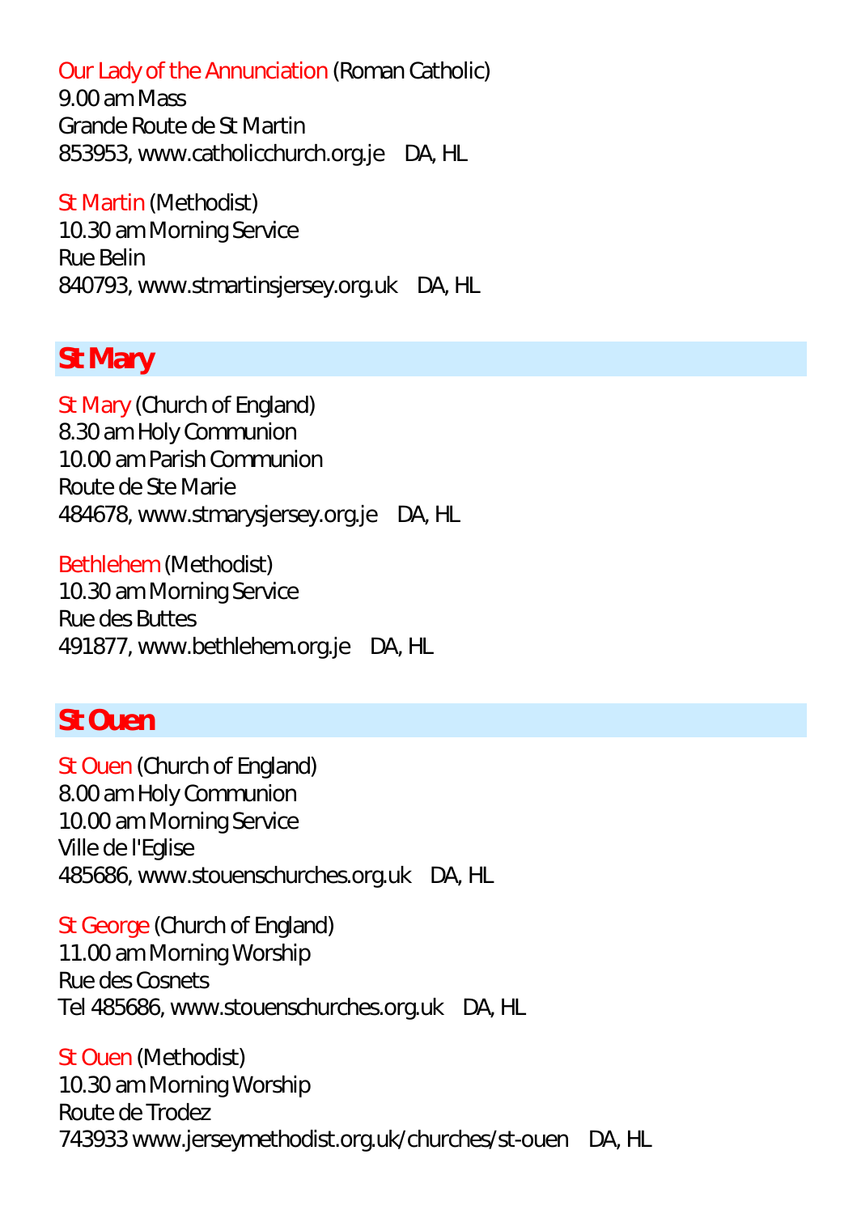Our Lady of the Annunciation (Roman Catholic)
9.00 am Mass
Grande Route de St Martin
853953, www.catholicchurch.org.je DA, HL

St Martin (Methodist)
10.30 am Morning Service
Rue Belin
840793, www.stmartinsjersey.org.uk DA, HL

## St Mary

St Mary (Church of England)
8.30 am Holy Communion
10.00 am Parish Communion
Route de Ste Marie
484678, www.stmarysjersey.org.je DA, HL

Bethlehem (Methodist)
10.30 am Morning Service
Rue des Buttes
491877, www.bethlehem.org.je DA, HL

## St Ouen

St Ouen (Church of England)
8.00 am Holy Communion
10.00 am Morning Service
Ville de l'Eglise
485686, www.stouenschurches.org.uk DA, HL

St George (Church of England)
11.00 am Morning Worship
Rue des Cosnets
Tel 485686, www.stouenschurches.org.uk DA, HL

St Ouen (Methodist)
10.30 am Morning Worship
Route de Trodez
743933 www.jerseymethodist.org.uk/churches/st-ouen DA, HL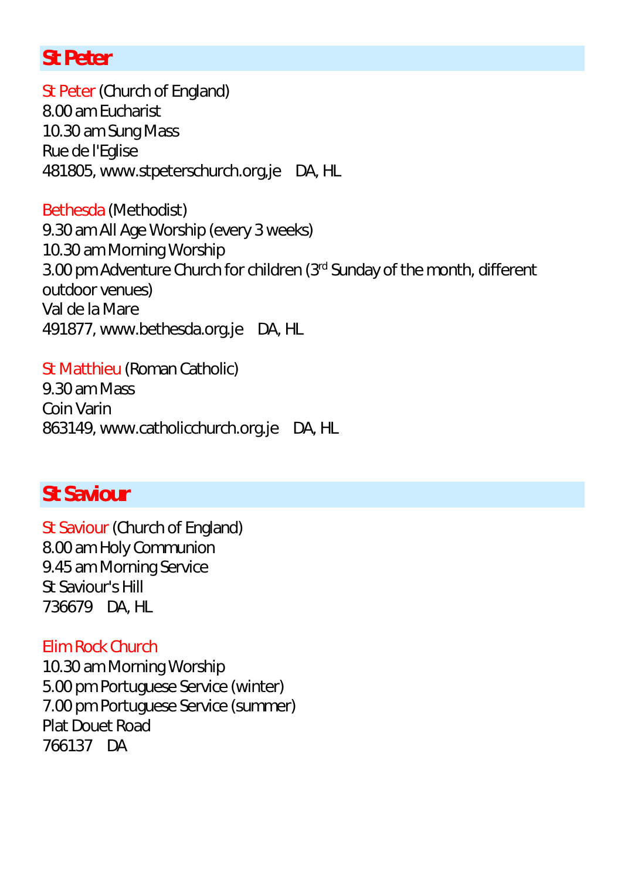## St Peter

St Peter (Church of England)
8.00 am Eucharist
10.30 am Sung Mass
Rue de l'Eglise
481805, www.stpeterschurch.org,je DA, HL

Bethesda (Methodist)
9.30 am All Age Worship (every 3 weeks)
10.30 am Morning Worship
3.00 pm Adventure Church for children (3rd Sunday of the month, different outdoor venues)
Val de la Mare
491877, www.bethesda.org.je DA, HL

St Matthieu (Roman Catholic)
9.30 am Mass
Coin Varin
863149, www.catholicchurch.org.je DA, HL

## St Saviour

St Saviour (Church of England)
8.00 am Holy Communion
9.45 am Morning Service
St Saviour's Hill
736679 DA, HL

Elim Rock Church
10.30 am Morning Worship
5.00 pm Portuguese Service (winter)
7.00 pm Portuguese Service (summer)
Plat Douet Road
766137 DA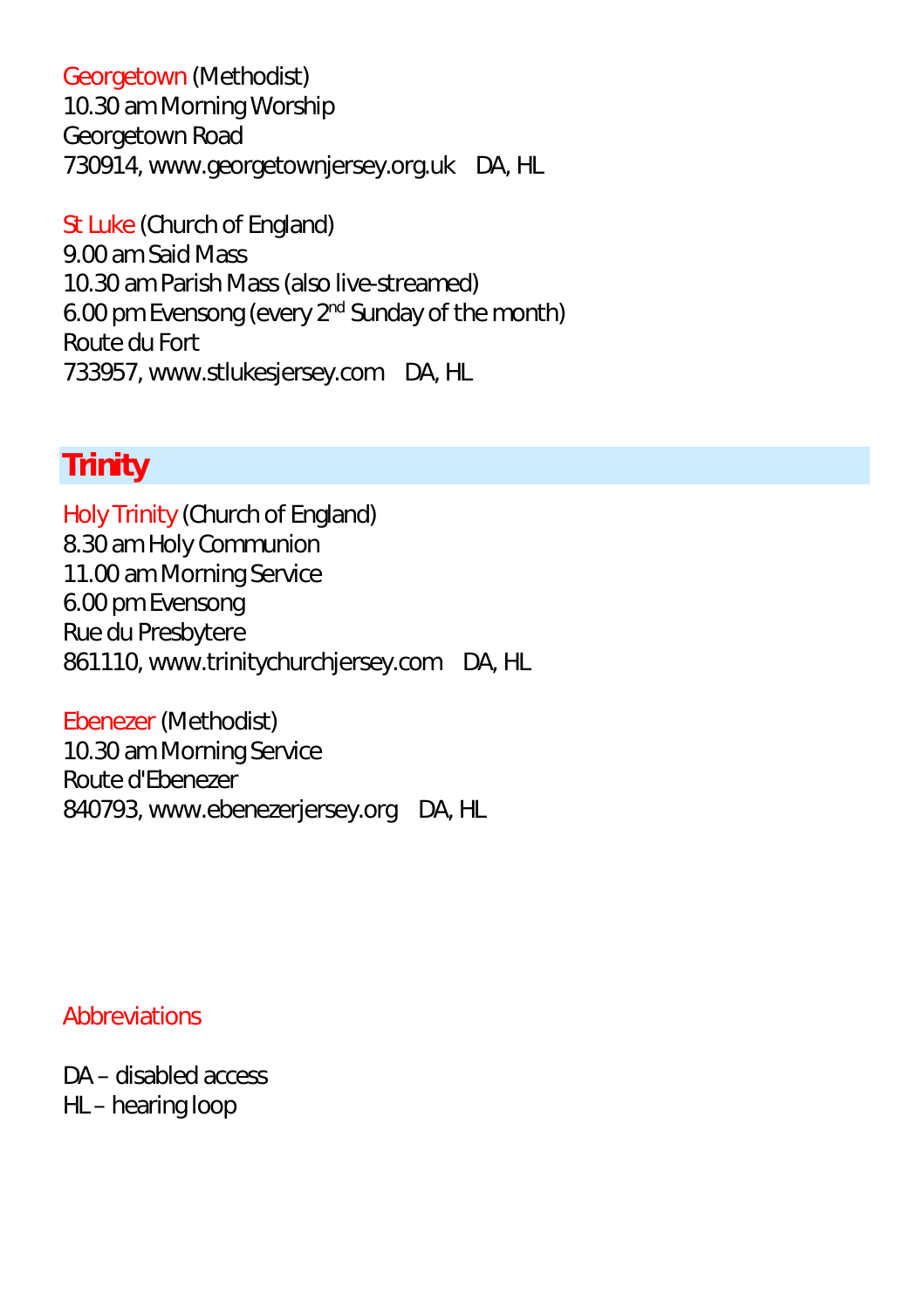Georgetown (Methodist)
10.30 am Morning Worship
Georgetown Road
730914, www.georgetownjersey.org.uk   DA, HL

St Luke (Church of England)
9.00 am Said Mass
10.30 am Parish Mass (also live-streamed)
6.00 pm Evensong (every 2nd Sunday of the month)
Route du Fort
733957, www.stlukesjersey.com   DA, HL

## Trinity

Holy Trinity (Church of England)
8.30 am Holy Communion
11.00 am Morning Service
6.00 pm Evensong
Rue du Presbytere
861110, www.trinitychurchjersey.com   DA, HL

Ebenezer (Methodist)
10.30 am Morning Service
Route d'Ebenezer
840793, www.ebenezerjersey.org   DA, HL

Abbreviations

DA – disabled access
HL – hearing loop